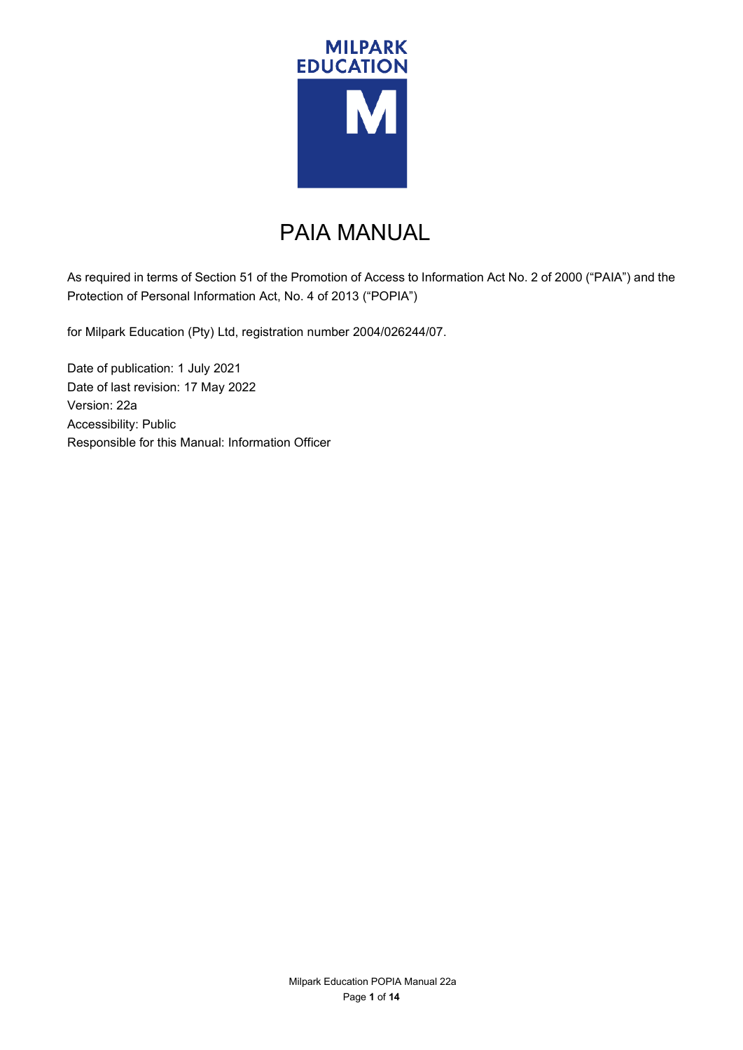MILPARK EDUCATION

# PAIA MANUAL

As required in terms of Section 51 of the Promotion of Access to Information Act No. 2 of 2000 ("PAIA") and the Protection of Personal Information Act, No. 4 of 2013 ("POPIA")

for Milpark Education (Pty) Ltd, registration number 2004/026244/07.

Date of publication: 1 July 2021
Date of last revision: 17 May 2022
Version: 22a
Accessibility: Public
Responsible for this Manual: Information Officer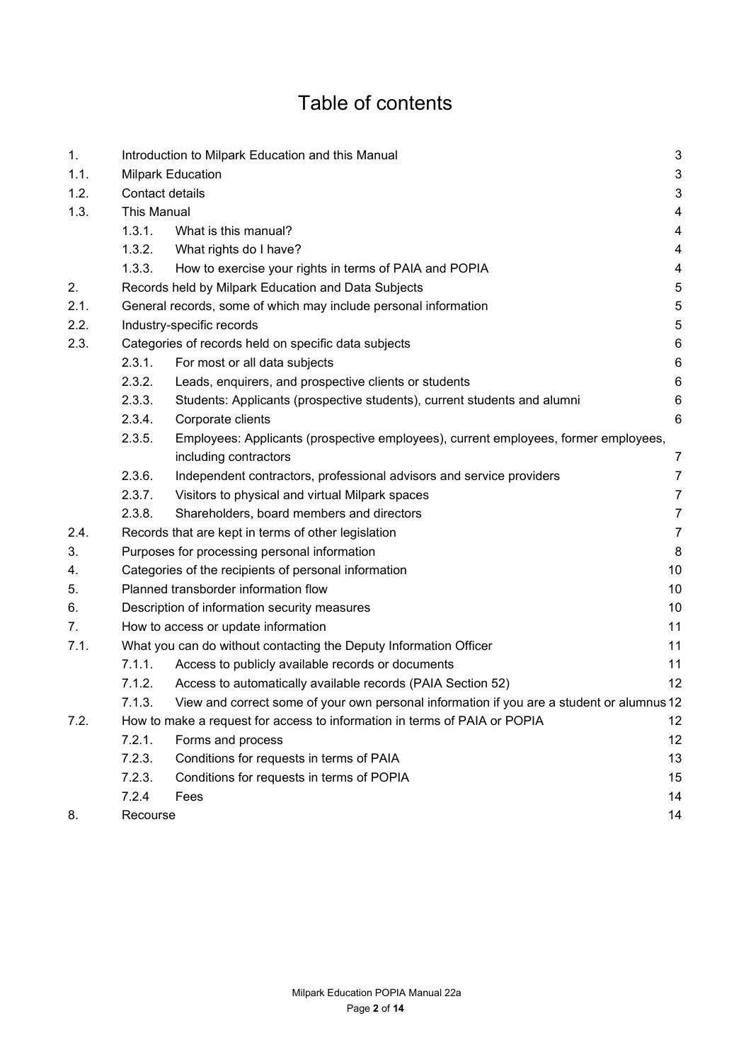# Table of contents

| | | | |
|---|---|---|---|
| 1. | Introduction to Milpark Education and this Manual | | 3 |
| 1.1. | Milpark Education | | 3 |
| 1.2. | Contact details | | 3 |
| 1.3. | This Manual | | 4 |
| | 1.3.1. | What is this manual? | 4 |
| | 1.3.2. | What rights do I have? | 4 |
| | 1.3.3. | How to exercise your rights in terms of PAIA and POPIA | 4 |
| 2. | Records held by Milpark Education and Data Subjects | | 5 |
| 2.1. | General records, some of which may include personal information | | 5 |
| 2.2. | Industry-specific records | | 5 |
| 2.3. | Categories of records held on specific data subjects | | 6 |
| | 2.3.1. | For most or all data subjects | 6 |
| | 2.3.2. | Leads, enquirers, and prospective clients or students | 6 |
| | 2.3.3. | Students: Applicants (prospective students), current students and alumni | 6 |
| | 2.3.4. | Corporate clients | 6 |
| | 2.3.5. | Employees: Applicants (prospective employees), current employees, former employees, including contractors | 7 |
| | 2.3.6. | Independent contractors, professional advisors and service providers | 7 |
| | 2.3.7. | Visitors to physical and virtual Milpark spaces | 7 |
| | 2.3.8. | Shareholders, board members and directors | 7 |
| 2.4. | Records that are kept in terms of other legislation | | 7 |
| 3. | Purposes for processing personal information | | 8 |
| 4. | Categories of the recipients of personal information | | 10 |
| 5. | Planned transborder information flow | | 10 |
| 6. | Description of information security measures | | 10 |
| 7. | How to access or update information | | 11 |
| 7.1. | What you can do without contacting the Deputy Information Officer | | 11 |
| | 7.1.1. | Access to publicly available records or documents | 11 |
| | 7.1.2. | Access to automatically available records (PAIA Section 52) | 12 |
| | 7.1.3. | View and correct some of your own personal information if you are a student or alumnus | 12 |
| 7.2. | How to make a request for access to information in terms of PAIA or POPIA | | 12 |
| | 7.2.1. | Forms and process | 12 |
| | 7.2.3. | Conditions for requests in terms of PAIA | 13 |
| | 7.2.3. | Conditions for requests in terms of POPIA | 15 |
| | 7.2.4 | Fees | 14 |
| 8. | Recourse | | 14 |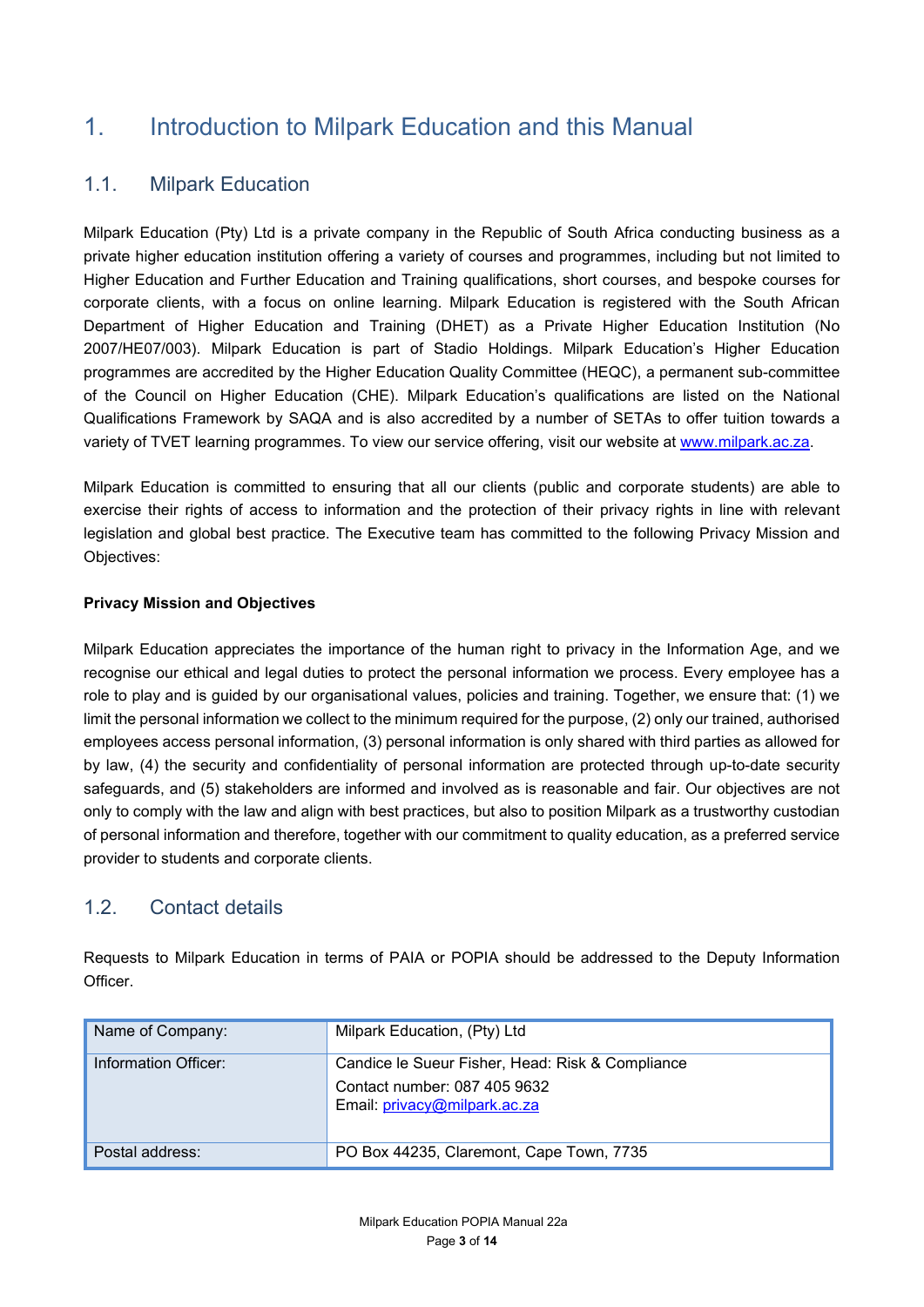# 1. Introduction to Milpark Education and this Manual

## 1.1. Milpark Education

Milpark Education (Pty) Ltd is a private company in the Republic of South Africa conducting business as a private higher education institution offering a variety of courses and programmes, including but not limited to Higher Education and Further Education and Training qualifications, short courses, and bespoke courses for corporate clients, with a focus on online learning. Milpark Education is registered with the South African Department of Higher Education and Training (DHET) as a Private Higher Education Institution (No 2007/HE07/003). Milpark Education is part of Stadio Holdings. Milpark Education's Higher Education programmes are accredited by the Higher Education Quality Committee (HEQC), a permanent sub-committee of the Council on Higher Education (CHE). Milpark Education's qualifications are listed on the National Qualifications Framework by SAQA and is also accredited by a number of SETAs to offer tuition towards a variety of TVET learning programmes. To view our service offering, visit our website at www.milpark.ac.za.

Milpark Education is committed to ensuring that all our clients (public and corporate students) are able to exercise their rights of access to information and the protection of their privacy rights in line with relevant legislation and global best practice. The Executive team has committed to the following Privacy Mission and Objectives:

**Privacy Mission and Objectives**

Milpark Education appreciates the importance of the human right to privacy in the Information Age, and we recognise our ethical and legal duties to protect the personal information we process. Every employee has a role to play and is guided by our organisational values, policies and training. Together, we ensure that: (1) we limit the personal information we collect to the minimum required for the purpose, (2) only our trained, authorised employees access personal information, (3) personal information is only shared with third parties as allowed for by law, (4) the security and confidentiality of personal information are protected through up-to-date security safeguards, and (5) stakeholders are informed and involved as is reasonable and fair. Our objectives are not only to comply with the law and align with best practices, but also to position Milpark as a trustworthy custodian of personal information and therefore, together with our commitment to quality education, as a preferred service provider to students and corporate clients.

## 1.2. Contact details

Requests to Milpark Education in terms of PAIA or POPIA should be addressed to the Deputy Information Officer.

| | |
|---|---|
| Name of Company: | Milpark Education, (Pty) Ltd |
| Information Officer: | Candice le Sueur Fisher, Head: Risk & Compliance<br>Contact number: 087 405 9632<br>Email: privacy@milpark.ac.za |
| Postal address: | PO Box 44235, Claremont, Cape Town, 7735 |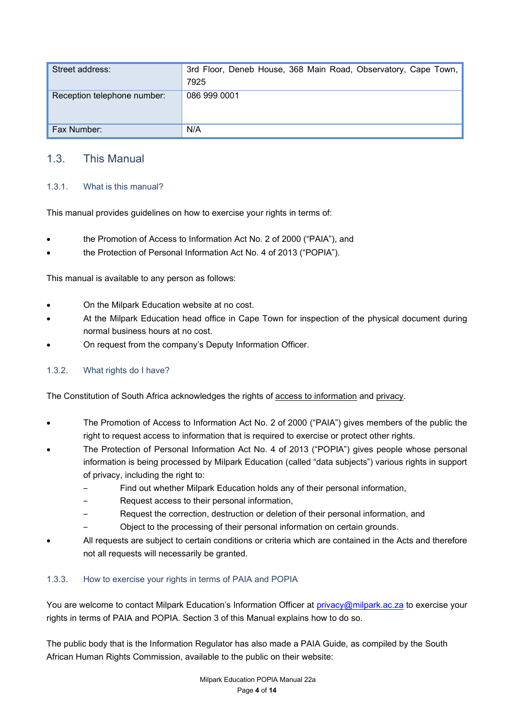| Street address: | 3rd Floor, Deneb House, 368 Main Road, Observatory, Cape Town, 7925 |
|---|---|
| Reception telephone number: | 086 999 0001 |
| Fax Number: | N/A |

## 1.3. This Manual

### 1.3.1. What is this manual?

This manual provides guidelines on how to exercise your rights in terms of:

- the Promotion of Access to Information Act No. 2 of 2000 ("PAIA"), and
- the Protection of Personal Information Act No. 4 of 2013 ("POPIA").

This manual is available to any person as follows:

- On the Milpark Education website at no cost.
- At the Milpark Education head office in Cape Town for inspection of the physical document during normal business hours at no cost.
- On request from the company's Deputy Information Officer.

### 1.3.2. What rights do I have?

The Constitution of South Africa acknowledges the rights of access to information and privacy.

- The Promotion of Access to Information Act No. 2 of 2000 ("PAIA") gives members of the public the right to request access to information that is required to exercise or protect other rights.
- The Protection of Personal Information Act No. 4 of 2013 ("POPIA") gives people whose personal information is being processed by Milpark Education (called "data subjects") various rights in support of privacy, including the right to:
  - Find out whether Milpark Education holds any of their personal information,
  - Request access to their personal information,
  - Request the correction, destruction or deletion of their personal information, and
  - Object to the processing of their personal information on certain grounds.
- All requests are subject to certain conditions or criteria which are contained in the Acts and therefore not all requests will necessarily be granted.

### 1.3.3. How to exercise your rights in terms of PAIA and POPIA

You are welcome to contact Milpark Education's Information Officer at privacy@milpark.ac.za to exercise your rights in terms of PAIA and POPIA. Section 3 of this Manual explains how to do so.

The public body that is the Information Regulator has also made a PAIA Guide, as compiled by the South African Human Rights Commission, available to the public on their website: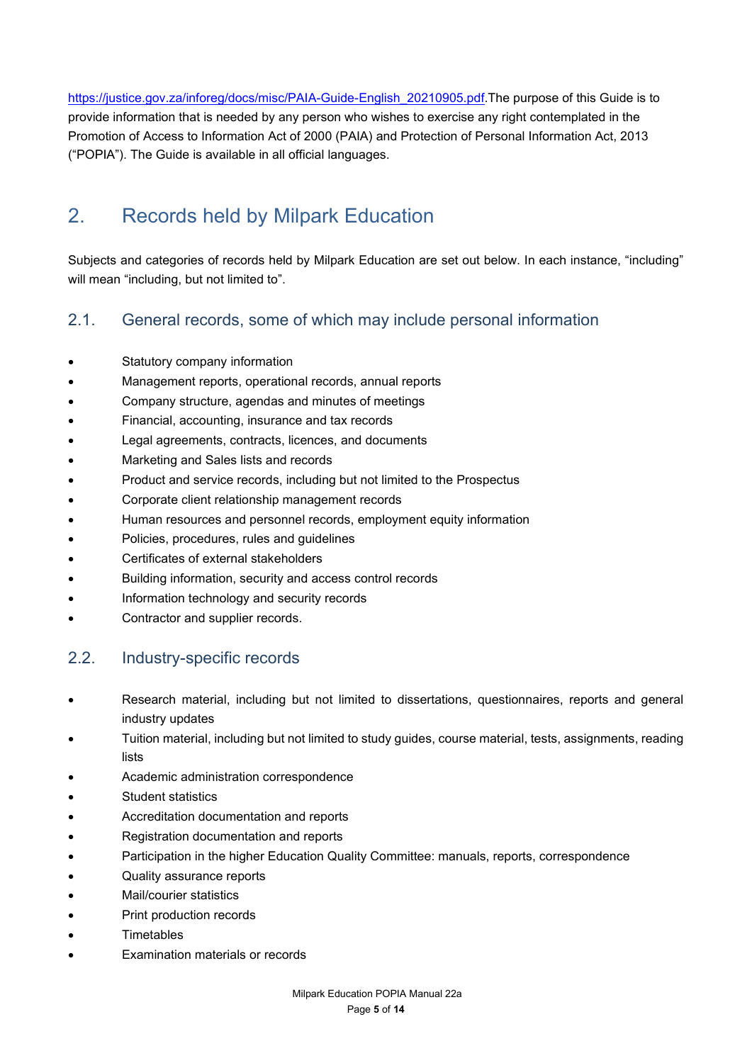https://justice.gov.za/inforeg/docs/misc/PAIA-Guide-English_20210905.pdf.The purpose of this Guide is to provide information that is needed by any person who wishes to exercise any right contemplated in the Promotion of Access to Information Act of 2000 (PAIA) and Protection of Personal Information Act, 2013 ("POPIA"). The Guide is available in all official languages.

# 2. Records held by Milpark Education

Subjects and categories of records held by Milpark Education are set out below. In each instance, "including" will mean "including, but not limited to".

## 2.1. General records, some of which may include personal information

- Statutory company information
- Management reports, operational records, annual reports
- Company structure, agendas and minutes of meetings
- Financial, accounting, insurance and tax records
- Legal agreements, contracts, licences, and documents
- Marketing and Sales lists and records
- Product and service records, including but not limited to the Prospectus
- Corporate client relationship management records
- Human resources and personnel records, employment equity information
- Policies, procedures, rules and guidelines
- Certificates of external stakeholders
- Building information, security and access control records
- Information technology and security records
- Contractor and supplier records.

## 2.2. Industry-specific records

- Research material, including but not limited to dissertations, questionnaires, reports and general industry updates
- Tuition material, including but not limited to study guides, course material, tests, assignments, reading lists
- Academic administration correspondence
- Student statistics
- Accreditation documentation and reports
- Registration documentation and reports
- Participation in the higher Education Quality Committee: manuals, reports, correspondence
- Quality assurance reports
- Mail/courier statistics
- Print production records
- Timetables
- Examination materials or records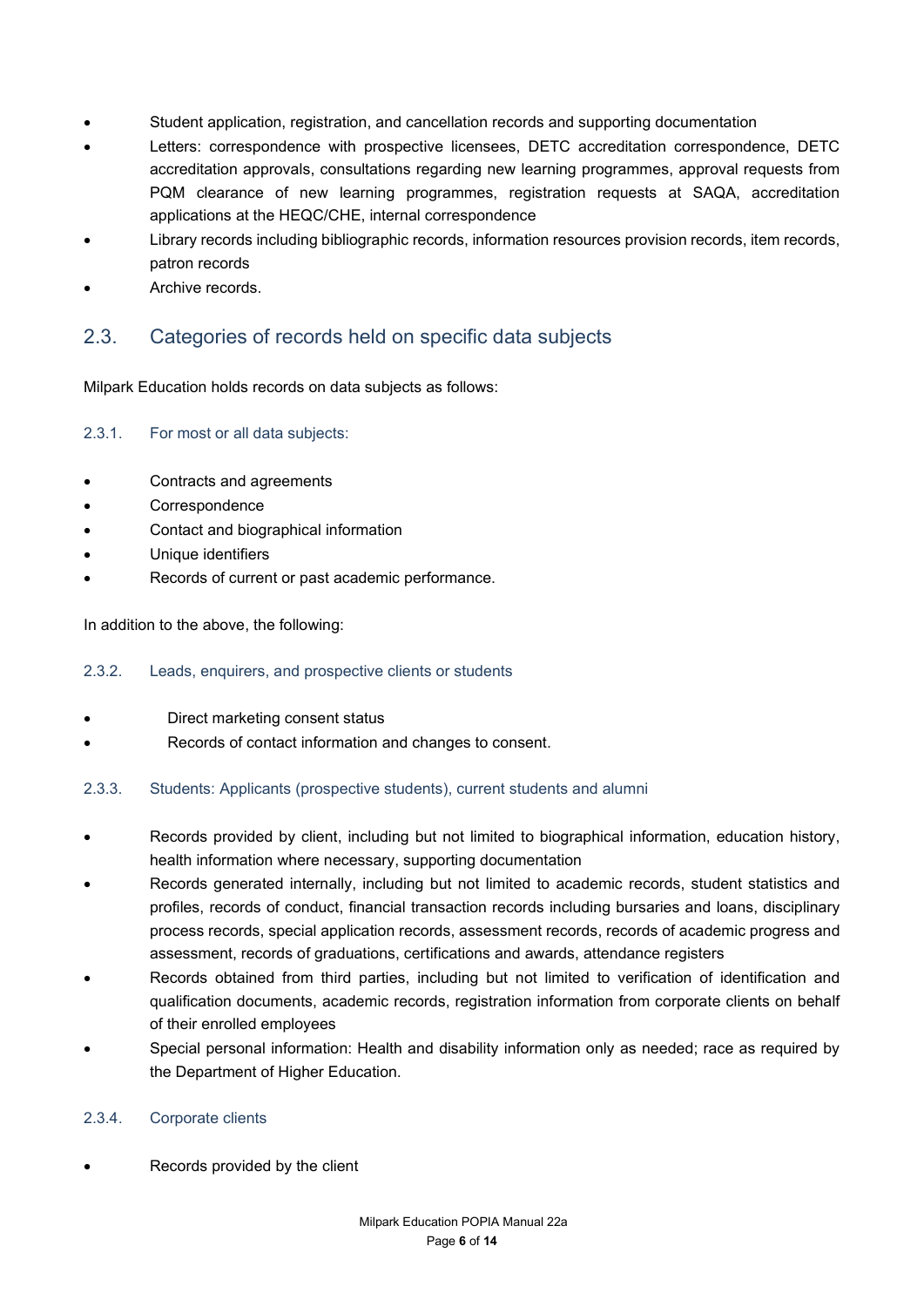- Student application, registration, and cancellation records and supporting documentation
- Letters: correspondence with prospective licensees, DETC accreditation correspondence, DETC accreditation approvals, consultations regarding new learning programmes, approval requests from PQM clearance of new learning programmes, registration requests at SAQA, accreditation applications at the HEQC/CHE, internal correspondence
- Library records including bibliographic records, information resources provision records, item records, patron records
- Archive records.

## 2.3. Categories of records held on specific data subjects

Milpark Education holds records on data subjects as follows:

### 2.3.1. For most or all data subjects:

- Contracts and agreements
- Correspondence
- Contact and biographical information
- Unique identifiers
- Records of current or past academic performance.

In addition to the above, the following:

### 2.3.2. Leads, enquirers, and prospective clients or students

- Direct marketing consent status
- Records of contact information and changes to consent.

### 2.3.3. Students: Applicants (prospective students), current students and alumni

- Records provided by client, including but not limited to biographical information, education history, health information where necessary, supporting documentation
- Records generated internally, including but not limited to academic records, student statistics and profiles, records of conduct, financial transaction records including bursaries and loans, disciplinary process records, special application records, assessment records, records of academic progress and assessment, records of graduations, certifications and awards, attendance registers
- Records obtained from third parties, including but not limited to verification of identification and qualification documents, academic records, registration information from corporate clients on behalf of their enrolled employees
- Special personal information: Health and disability information only as needed; race as required by the Department of Higher Education.

### 2.3.4. Corporate clients

- Records provided by the client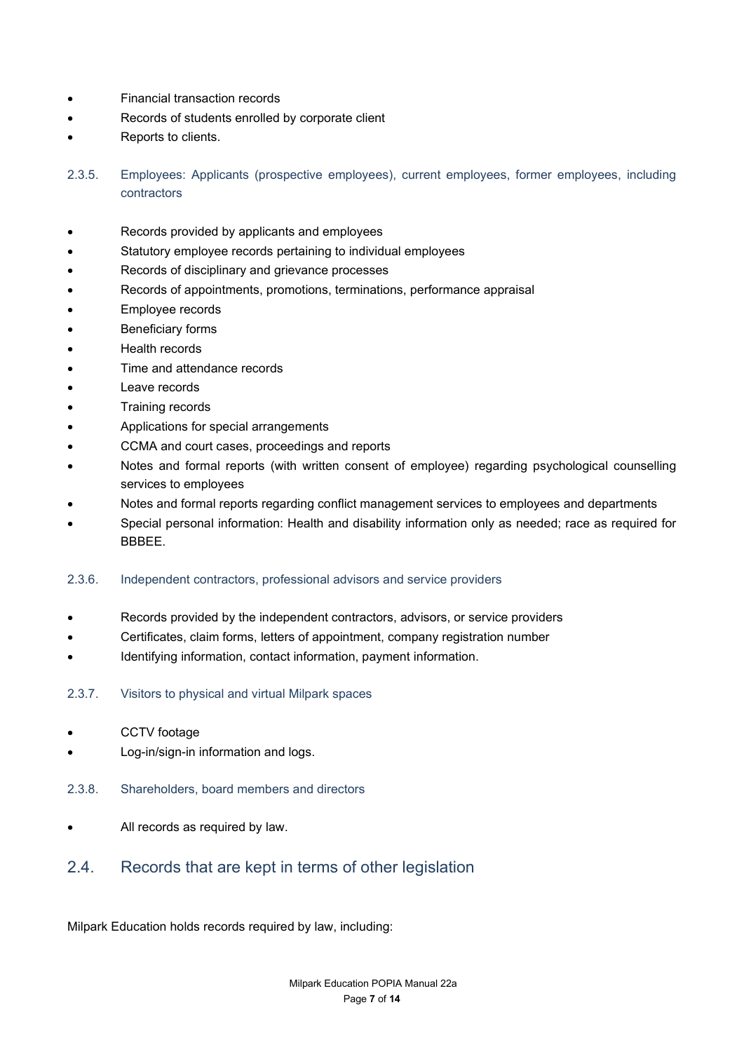- Financial transaction records
- Records of students enrolled by corporate client
- Reports to clients.

#### 2.3.5. Employees: Applicants (prospective employees), current employees, former employees, including contractors

- Records provided by applicants and employees
- Statutory employee records pertaining to individual employees
- Records of disciplinary and grievance processes
- Records of appointments, promotions, terminations, performance appraisal
- Employee records
- Beneficiary forms
- Health records
- Time and attendance records
- Leave records
- Training records
- Applications for special arrangements
- CCMA and court cases, proceedings and reports
- Notes and formal reports (with written consent of employee) regarding psychological counselling services to employees
- Notes and formal reports regarding conflict management services to employees and departments
- Special personal information: Health and disability information only as needed; race as required for BBBEE.

#### 2.3.6. Independent contractors, professional advisors and service providers

- Records provided by the independent contractors, advisors, or service providers
- Certificates, claim forms, letters of appointment, company registration number
- Identifying information, contact information, payment information.

#### 2.3.7. Visitors to physical and virtual Milpark spaces

- CCTV footage
- Log-in/sign-in information and logs.

#### 2.3.8. Shareholders, board members and directors

- All records as required by law.

## 2.4. Records that are kept in terms of other legislation

Milpark Education holds records required by law, including: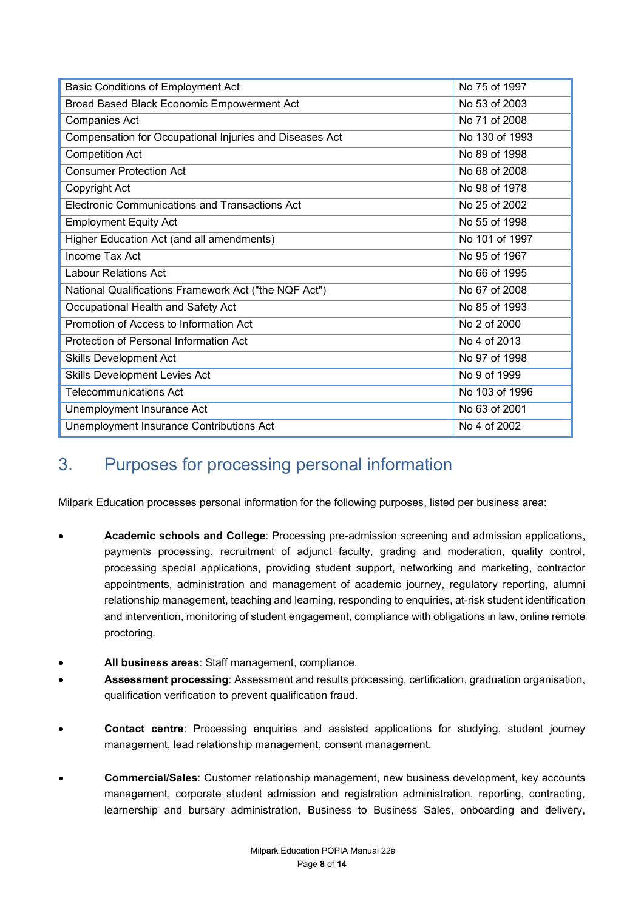| Basic Conditions of Employment Act | No 75 of 1997 |
|---|---|
| Broad Based Black Economic Empowerment Act | No 53 of 2003 |
| Companies Act | No 71 of 2008 |
| Compensation for Occupational Injuries and Diseases Act | No 130 of 1993 |
| Competition Act | No 89 of 1998 |
| Consumer Protection Act | No 68 of 2008 |
| Copyright Act | No 98 of 1978 |
| Electronic Communications and Transactions Act | No 25 of 2002 |
| Employment Equity Act | No 55 of 1998 |
| Higher Education Act (and all amendments) | No 101 of 1997 |
| Income Tax Act | No 95 of 1967 |
| Labour Relations Act | No 66 of 1995 |
| National Qualifications Framework Act ("the NQF Act") | No 67 of 2008 |
| Occupational Health and Safety Act | No 85 of 1993 |
| Promotion of Access to Information Act | No 2 of 2000 |
| Protection of Personal Information Act | No 4 of 2013 |
| Skills Development Act | No 97 of 1998 |
| Skills Development Levies Act | No 9 of 1999 |
| Telecommunications Act | No 103 of 1996 |
| Unemployment Insurance Act | No 63 of 2001 |
| Unemployment Insurance Contributions Act | No 4 of 2002 |

## 3. Purposes for processing personal information

Milpark Education processes personal information for the following purposes, listed per business area:

- **Academic schools and College**: Processing pre-admission screening and admission applications, payments processing, recruitment of adjunct faculty, grading and moderation, quality control, processing special applications, providing student support, networking and marketing, contractor appointments, administration and management of academic journey, regulatory reporting, alumni relationship management, teaching and learning, responding to enquiries, at-risk student identification and intervention, monitoring of student engagement, compliance with obligations in law, online remote proctoring.
- **All business areas**: Staff management, compliance.
- **Assessment processing**: Assessment and results processing, certification, graduation organisation, qualification verification to prevent qualification fraud.
- **Contact centre**: Processing enquiries and assisted applications for studying, student journey management, lead relationship management, consent management.
- **Commercial/Sales**: Customer relationship management, new business development, key accounts management, corporate student admission and registration administration, reporting, contracting, learnership and bursary administration, Business to Business Sales, onboarding and delivery,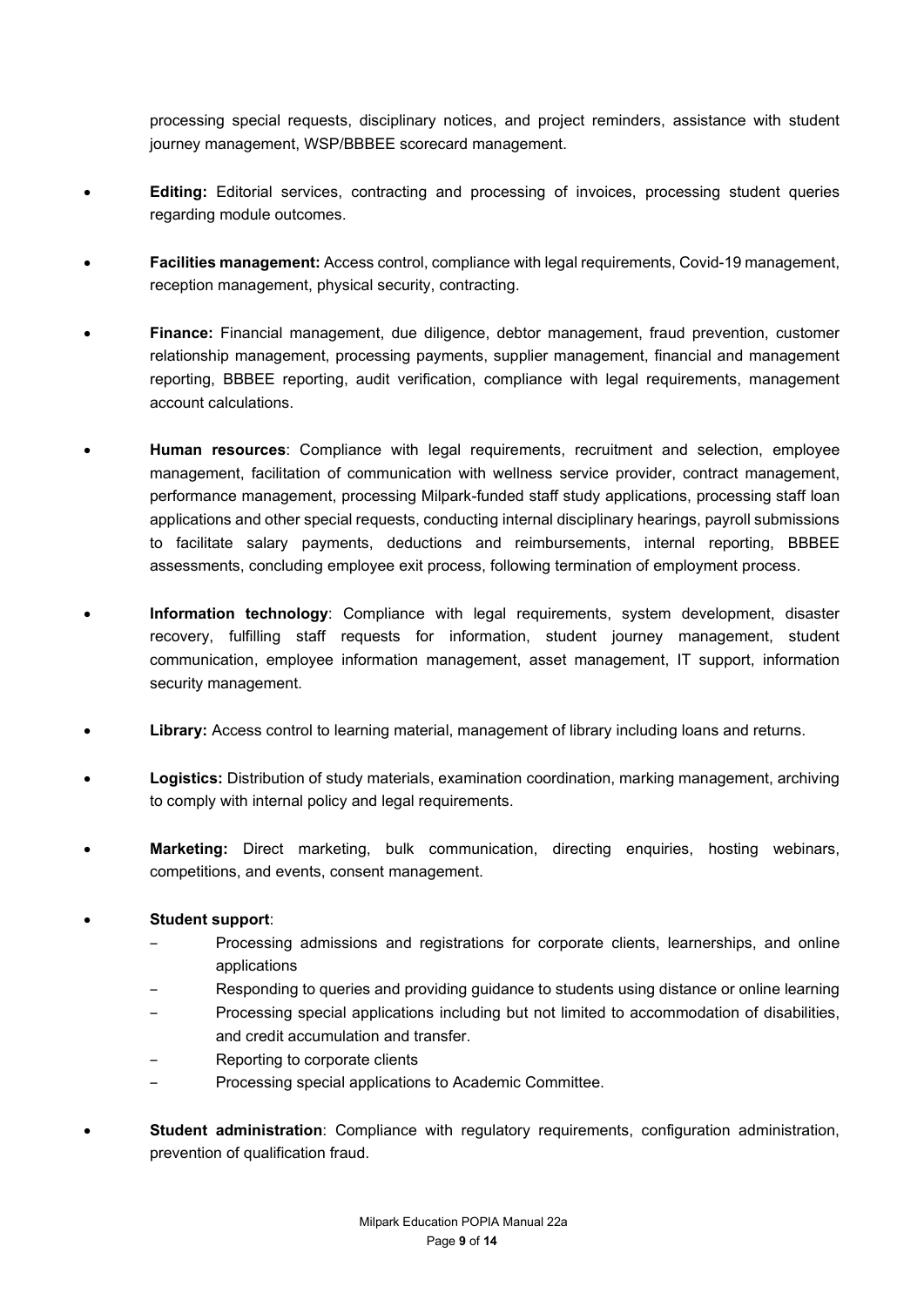processing special requests, disciplinary notices, and project reminders, assistance with student journey management, WSP/BBBEE scorecard management.

- **Editing:** Editorial services, contracting and processing of invoices, processing student queries regarding module outcomes.

- **Facilities management:** Access control, compliance with legal requirements, Covid-19 management, reception management, physical security, contracting.

- **Finance:** Financial management, due diligence, debtor management, fraud prevention, customer relationship management, processing payments, supplier management, financial and management reporting, BBBEE reporting, audit verification, compliance with legal requirements, management account calculations.

- **Human resources**: Compliance with legal requirements, recruitment and selection, employee management, facilitation of communication with wellness service provider, contract management, performance management, processing Milpark-funded staff study applications, processing staff loan applications and other special requests, conducting internal disciplinary hearings, payroll submissions to facilitate salary payments, deductions and reimbursements, internal reporting, BBBEE assessments, concluding employee exit process, following termination of employment process.

- **Information technology**: Compliance with legal requirements, system development, disaster recovery, fulfilling staff requests for information, student journey management, student communication, employee information management, asset management, IT support, information security management.

- **Library:** Access control to learning material, management of library including loans and returns.

- **Logistics:** Distribution of study materials, examination coordination, marking management, archiving to comply with internal policy and legal requirements.

- **Marketing:** Direct marketing, bulk communication, directing enquiries, hosting webinars, competitions, and events, consent management.

- **Student support**:
  - Processing admissions and registrations for corporate clients, learnerships, and online applications
  - Responding to queries and providing guidance to students using distance or online learning
  - Processing special applications including but not limited to accommodation of disabilities, and credit accumulation and transfer.
  - Reporting to corporate clients
  - Processing special applications to Academic Committee.

- **Student administration**: Compliance with regulatory requirements, configuration administration, prevention of qualification fraud.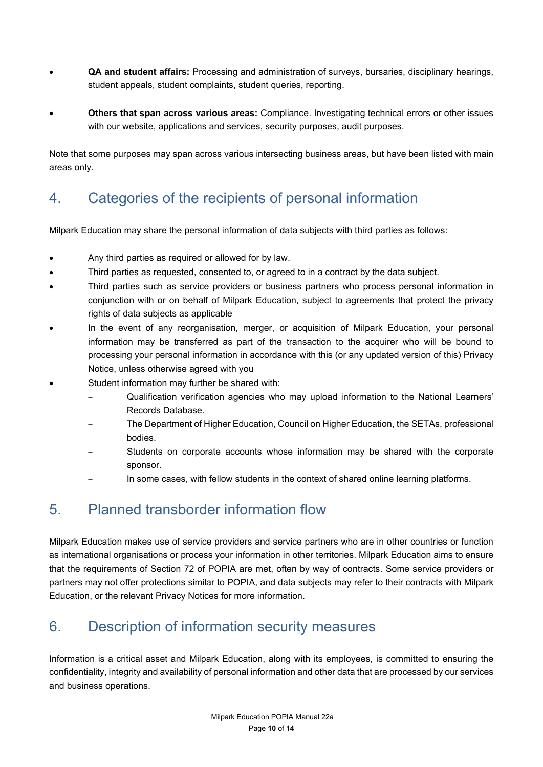- **QA and student affairs:** Processing and administration of surveys, bursaries, disciplinary hearings, student appeals, student complaints, student queries, reporting.

- **Others that span across various areas:** Compliance. Investigating technical errors or other issues with our website, applications and services, security purposes, audit purposes.

Note that some purposes may span across various intersecting business areas, but have been listed with main areas only.

## 4. Categories of the recipients of personal information

Milpark Education may share the personal information of data subjects with third parties as follows:

- Any third parties as required or allowed for by law.
- Third parties as requested, consented to, or agreed to in a contract by the data subject.
- Third parties such as service providers or business partners who process personal information in conjunction with or on behalf of Milpark Education, subject to agreements that protect the privacy rights of data subjects as applicable
- In the event of any reorganisation, merger, or acquisition of Milpark Education, your personal information may be transferred as part of the transaction to the acquirer who will be bound to processing your personal information in accordance with this (or any updated version of this) Privacy Notice, unless otherwise agreed with you
- Student information may further be shared with:
  - Qualification verification agencies who may upload information to the National Learners' Records Database.
  - The Department of Higher Education, Council on Higher Education, the SETAs, professional bodies.
  - Students on corporate accounts whose information may be shared with the corporate sponsor.
  - In some cases, with fellow students in the context of shared online learning platforms.

## 5. Planned transborder information flow

Milpark Education makes use of service providers and service partners who are in other countries or function as international organisations or process your information in other territories. Milpark Education aims to ensure that the requirements of Section 72 of POPIA are met, often by way of contracts. Some service providers or partners may not offer protections similar to POPIA, and data subjects may refer to their contracts with Milpark Education, or the relevant Privacy Notices for more information.

## 6. Description of information security measures

Information is a critical asset and Milpark Education, along with its employees, is committed to ensuring the confidentiality, integrity and availability of personal information and other data that are processed by our services and business operations.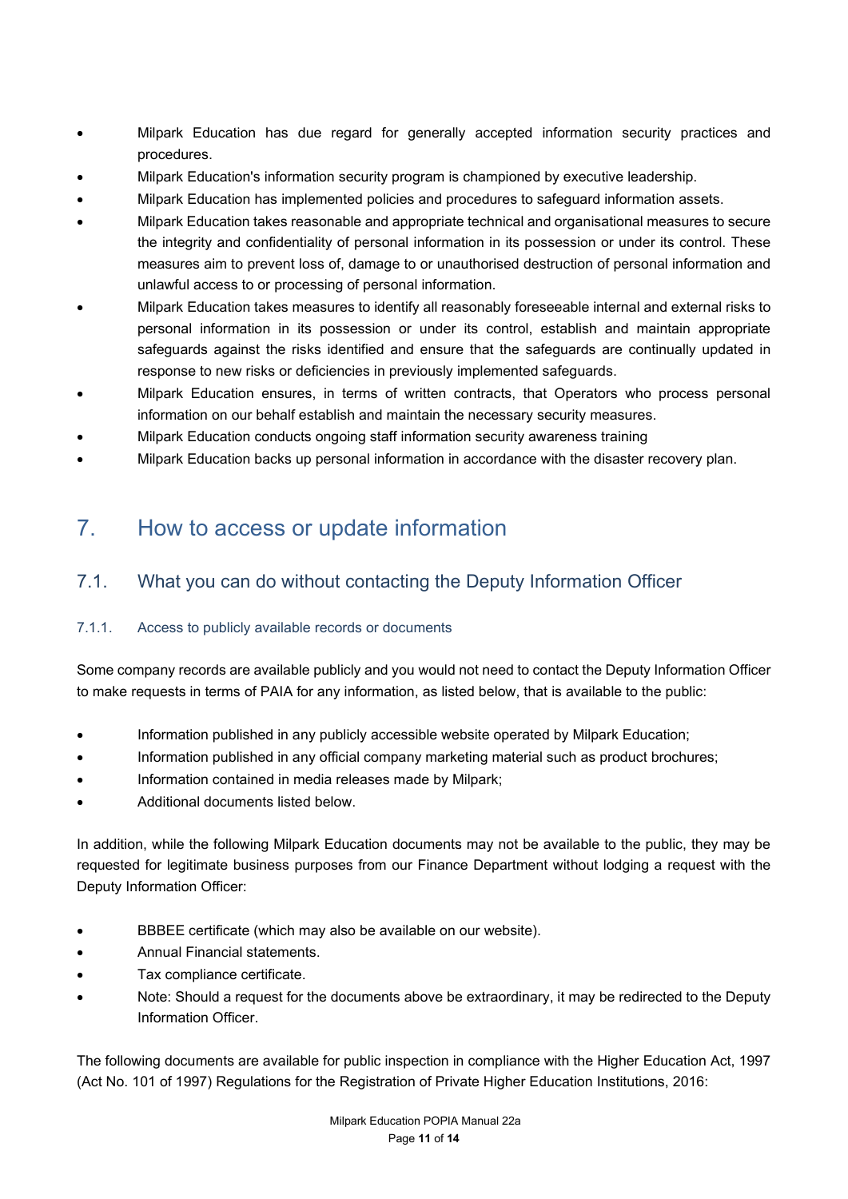- Milpark Education has due regard for generally accepted information security practices and procedures.
- Milpark Education's information security program is championed by executive leadership.
- Milpark Education has implemented policies and procedures to safeguard information assets.
- Milpark Education takes reasonable and appropriate technical and organisational measures to secure the integrity and confidentiality of personal information in its possession or under its control. These measures aim to prevent loss of, damage to or unauthorised destruction of personal information and unlawful access to or processing of personal information.
- Milpark Education takes measures to identify all reasonably foreseeable internal and external risks to personal information in its possession or under its control, establish and maintain appropriate safeguards against the risks identified and ensure that the safeguards are continually updated in response to new risks or deficiencies in previously implemented safeguards.
- Milpark Education ensures, in terms of written contracts, that Operators who process personal information on our behalf establish and maintain the necessary security measures.
- Milpark Education conducts ongoing staff information security awareness training
- Milpark Education backs up personal information in accordance with the disaster recovery plan.

# 7. How to access or update information

## 7.1. What you can do without contacting the Deputy Information Officer

### 7.1.1. Access to publicly available records or documents

Some company records are available publicly and you would not need to contact the Deputy Information Officer to make requests in terms of PAIA for any information, as listed below, that is available to the public:

- Information published in any publicly accessible website operated by Milpark Education;
- Information published in any official company marketing material such as product brochures;
- Information contained in media releases made by Milpark;
- Additional documents listed below.

In addition, while the following Milpark Education documents may not be available to the public, they may be requested for legitimate business purposes from our Finance Department without lodging a request with the Deputy Information Officer:

- BBBEE certificate (which may also be available on our website).
- Annual Financial statements.
- Tax compliance certificate.
- Note: Should a request for the documents above be extraordinary, it may be redirected to the Deputy Information Officer.

The following documents are available for public inspection in compliance with the Higher Education Act, 1997 (Act No. 101 of 1997) Regulations for the Registration of Private Higher Education Institutions, 2016: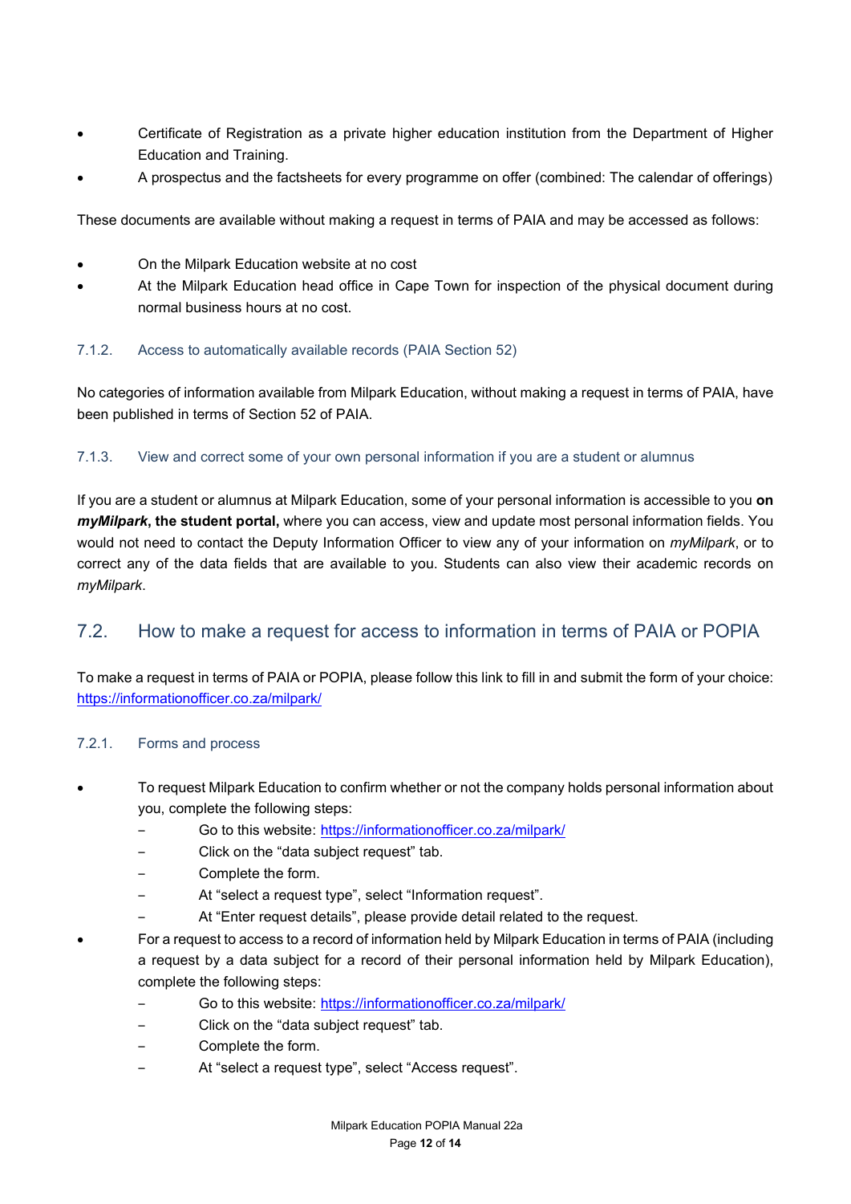- Certificate of Registration as a private higher education institution from the Department of Higher Education and Training.
- A prospectus and the factsheets for every programme on offer (combined: The calendar of offerings)

These documents are available without making a request in terms of PAIA and may be accessed as follows:

- On the Milpark Education website at no cost
- At the Milpark Education head office in Cape Town for inspection of the physical document during normal business hours at no cost.

#### 7.1.2. Access to automatically available records (PAIA Section 52)

No categories of information available from Milpark Education, without making a request in terms of PAIA, have been published in terms of Section 52 of PAIA.

#### 7.1.3. View and correct some of your own personal information if you are a student or alumnus

If you are a student or alumnus at Milpark Education, some of your personal information is accessible to you **on *myMilpark*, the student portal,** where you can access, view and update most personal information fields. You would not need to contact the Deputy Information Officer to view any of your information on *myMilpark*, or to correct any of the data fields that are available to you. Students can also view their academic records on *myMilpark*.

## 7.2. How to make a request for access to information in terms of PAIA or POPIA

To make a request in terms of PAIA or POPIA, please follow this link to fill in and submit the form of your choice: https://informationofficer.co.za/milpark/

#### 7.2.1. Forms and process

- To request Milpark Education to confirm whether or not the company holds personal information about you, complete the following steps:
  - Go to this website: https://informationofficer.co.za/milpark/
  - Click on the “data subject request” tab.
  - Complete the form.
  - At “select a request type”, select “Information request”.
  - At “Enter request details”, please provide detail related to the request.
- For a request to access to a record of information held by Milpark Education in terms of PAIA (including a request by a data subject for a record of their personal information held by Milpark Education), complete the following steps:
  - Go to this website: https://informationofficer.co.za/milpark/
  - Click on the “data subject request” tab.
  - Complete the form.
  - At “select a request type”, select “Access request”.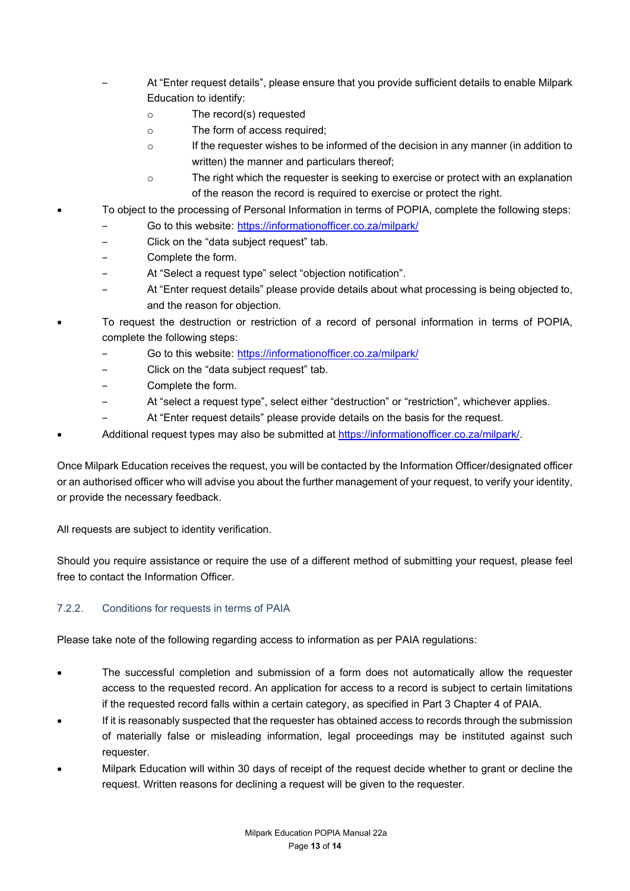- At "Enter request details", please ensure that you provide sufficient details to enable Milpark Education to identify:
    - The record(s) requested
    - The form of access required;
    - If the requester wishes to be informed of the decision in any manner (in addition to written) the manner and particulars thereof;
    - The right which the requester is seeking to exercise or protect with an explanation of the reason the record is required to exercise or protect the right.
- To object to the processing of Personal Information in terms of POPIA, complete the following steps:
  - Go to this website: [https://informationofficer.co.za/milpark/](https://informationofficer.co.za/milpark/)
  - Click on the "data subject request" tab.
  - Complete the form.
  - At "Select a request type" select "objection notification".
  - At "Enter request details" please provide details about what processing is being objected to, and the reason for objection.
- To request the destruction or restriction of a record of personal information in terms of POPIA, complete the following steps:
  - Go to this website: [https://informationofficer.co.za/milpark/](https://informationofficer.co.za/milpark/)
  - Click on the "data subject request" tab.
  - Complete the form.
  - At "select a request type", select either "destruction" or "restriction", whichever applies.
  - At "Enter request details" please provide details on the basis for the request.
- Additional request types may also be submitted at [https://informationofficer.co.za/milpark/](https://informationofficer.co.za/milpark/).

Once Milpark Education receives the request, you will be contacted by the Information Officer/designated officer or an authorised officer who will advise you about the further management of your request, to verify your identity, or provide the necessary feedback.

All requests are subject to identity verification.

Should you require assistance or require the use of a different method of submitting your request, please feel free to contact the Information Officer.

### 7.2.2. Conditions for requests in terms of PAIA

Please take note of the following regarding access to information as per PAIA regulations:

- The successful completion and submission of a form does not automatically allow the requester access to the requested record. An application for access to a record is subject to certain limitations if the requested record falls within a certain category, as specified in Part 3 Chapter 4 of PAIA.
- If it is reasonably suspected that the requester has obtained access to records through the submission of materially false or misleading information, legal proceedings may be instituted against such requester.
- Milpark Education will within 30 days of receipt of the request decide whether to grant or decline the request. Written reasons for declining a request will be given to the requester.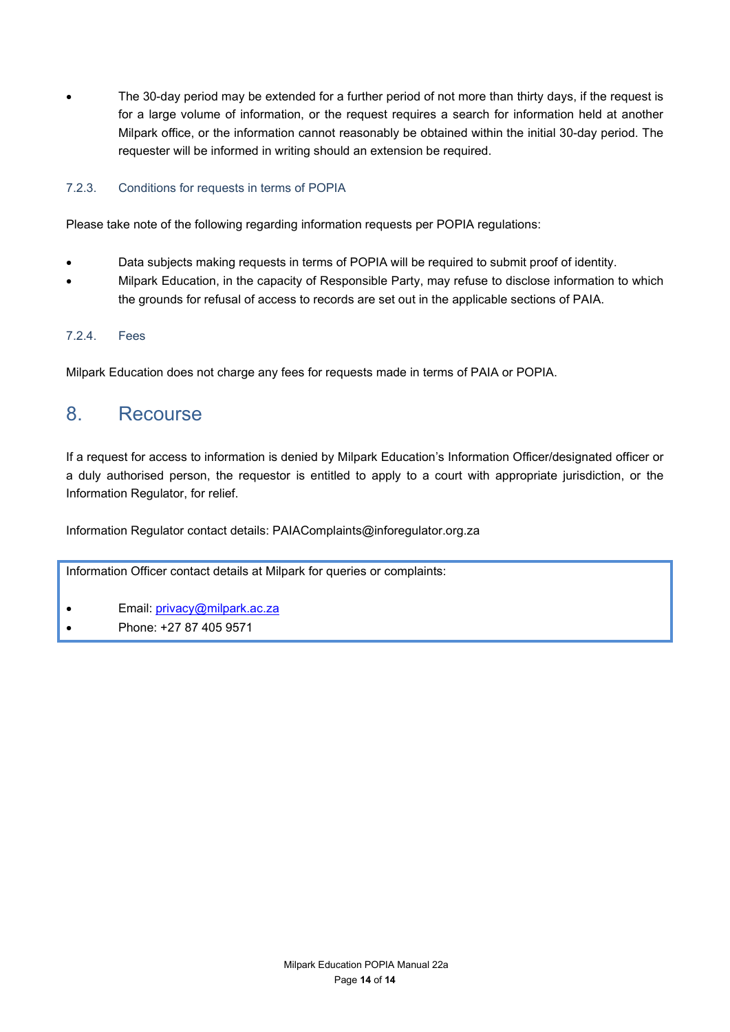- The 30-day period may be extended for a further period of not more than thirty days, if the request is for a large volume of information, or the request requires a search for information held at another Milpark office, or the information cannot reasonably be obtained within the initial 30-day period. The requester will be informed in writing should an extension be required.

### 7.2.3. Conditions for requests in terms of POPIA

Please take note of the following regarding information requests per POPIA regulations:

- Data subjects making requests in terms of POPIA will be required to submit proof of identity.
- Milpark Education, in the capacity of Responsible Party, may refuse to disclose information to which the grounds for refusal of access to records are set out in the applicable sections of PAIA.

### 7.2.4. Fees

Milpark Education does not charge any fees for requests made in terms of PAIA or POPIA.

## 8. Recourse

If a request for access to information is denied by Milpark Education's Information Officer/designated officer or a duly authorised person, the requestor is entitled to apply to a court with appropriate jurisdiction, or the Information Regulator, for relief.

Information Regulator contact details: PAIAComplaints@inforegulator.org.za

Information Officer contact details at Milpark for queries or complaints:

- Email: privacy@milpark.ac.za
- Phone: +27 87 405 9571